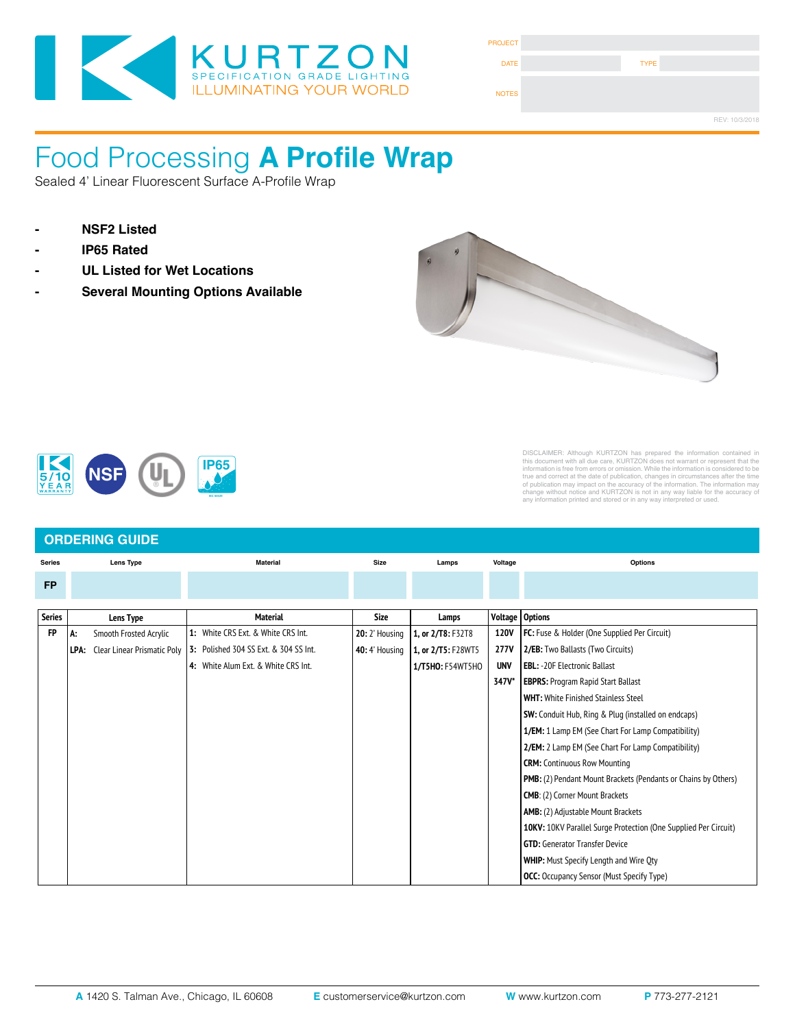KURTZON
SPECIFICATION GRADE LIGHTING
ILLUMINATING YOUR WORLD

| PROJECT | | | |
|---|---|---|---|
| DATE | | TYPE | |
| NOTES | | | |

REV: 10/3/2018

# Food Processing **A Profile Wrap**

Sealed 4' Linear Fluorescent Surface A-Profile Wrap

- **NSF2 Listed**
- **IP65 Rated**
- **UL Listed for Wet Locations**
- **Several Mounting Options Available**

5/10 YEAR WARRANTY · NSF · UL · IP65

DISCLAIMER: Although KURTZON has prepared the information contained in this document with all due care, KURTZON does not warrant or represent that the information is free from errors or omission. While the information is considered to be true and correct at the date of publication, changes in circumstances after the time of publication may impact on the accuracy of the information. The information may change without notice and KURTZON is not in any way liable for the accuracy of any information printed and stored or in any way interpreted or used.

## ORDERING GUIDE

| Series | Lens Type | Material | Size | Lamps | Voltage | Options |
|---|---|---|---|---|---|---|
| FP | | | | | | |

| Series | Lens Type | Material | Size | Lamps | Voltage | Options |
|---|---|---|---|---|---|---|
| FP | **A:** Smooth Frosted Acrylic | **1:** White CRS Ext. & White CRS Int. | **20:** 2' Housing | **1, or 2/T8:** F32T8 | **120V** | **FC:** Fuse & Holder (One Supplied Per Circuit) |
| | **LPA:** Clear Linear Prismatic Poly | **3:** Polished 304 SS Ext. & 304 SS Int. | **40:** 4' Housing | **1, or 2/T5:** F28WT5 | **277V** | **2/EB:** Two Ballasts (Two Circuits) |
| | | **4:** White Alum Ext. & White CRS Int. | | **1/T5HO:** F54WT5HO | **UNV** | **EBL:** -20F Electronic Ballast |
| | | | | | **347V*** | **EBPRS:** Program Rapid Start Ballast |
| | | | | | | **WHT:** White Finished Stainless Steel |
| | | | | | | **SW:** Conduit Hub, Ring & Plug (installed on endcaps) |
| | | | | | | **1/EM:** 1 Lamp EM (See Chart For Lamp Compatibility) |
| | | | | | | **2/EM:** 2 Lamp EM (See Chart For Lamp Compatibility) |
| | | | | | | **CRM:** Continuous Row Mounting |
| | | | | | | **PMB:** (2) Pendant Mount Brackets (Pendants or Chains by Others) |
| | | | | | | **CMB**: (2) Corner Mount Brackets |
| | | | | | | **AMB:** (2) Adjustable Mount Brackets |
| | | | | | | **10KV:** 10KV Parallel Surge Protection (One Supplied Per Circuit) |
| | | | | | | **GTD:** Generator Transfer Device |
| | | | | | | **WHIP:** Must Specify Length and Wire Qty |
| | | | | | | **OCC:** Occupancy Sensor (Must Specify Type) |

**A** 1420 S. Talman Ave., Chicago, IL 60608 **E** customerservice@kurtzon.com **W** www.kurtzon.com **P** 773-277-2121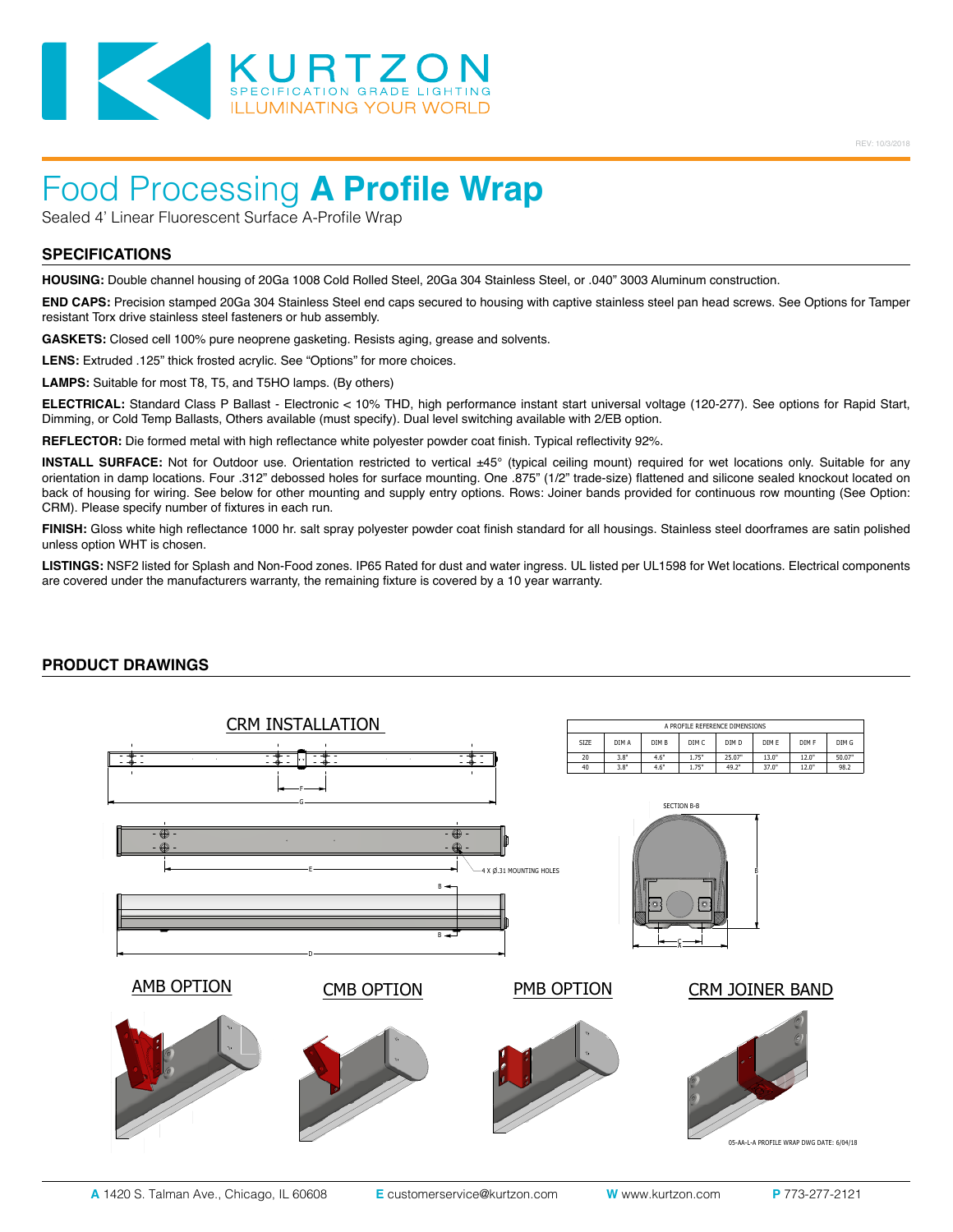# Food Processing **A Profile Wrap**

Sealed 4' Linear Fluorescent Surface A-Profile Wrap

REV: 10/3/2018

## SPECIFICATIONS

**HOUSING:** Double channel housing of 20Ga 1008 Cold Rolled Steel, 20Ga 304 Stainless Steel, or .040" 3003 Aluminum construction.

**END CAPS:** Precision stamped 20Ga 304 Stainless Steel end caps secured to housing with captive stainless steel pan head screws. See Options for Tamper resistant Torx drive stainless steel fasteners or hub assembly.

**GASKETS:** Closed cell 100% pure neoprene gasketing. Resists aging, grease and solvents.

**LENS:** Extruded .125" thick frosted acrylic. See "Options" for more choices.

**LAMPS:** Suitable for most T8, T5, and T5HO lamps. (By others)

**ELECTRICAL:** Standard Class P Ballast - Electronic < 10% THD, high performance instant start universal voltage (120-277). See options for Rapid Start, Dimming, or Cold Temp Ballasts, Others available (must specify). Dual level switching available with 2/EB option.

**REFLECTOR:** Die formed metal with high reflectance white polyester powder coat finish. Typical reflectivity 92%.

**INSTALL SURFACE:** Not for Outdoor use. Orientation restricted to vertical ±45° (typical ceiling mount) required for wet locations only. Suitable for any orientation in damp locations. Four .312" debossed holes for surface mounting. One .875" (1/2" trade-size) flattened and silicone sealed knockout located on back of housing for wiring. See below for other mounting and supply entry options. Rows: Joiner bands provided for continuous row mounting (See Option: CRM). Please specify number of fixtures in each run.

**FINISH:** Gloss white high reflectance 1000 hr. salt spray polyester powder coat finish standard for all housings. Stainless steel doorframes are satin polished unless option WHT is chosen.

**LISTINGS:** NSF2 listed for Splash and Non-Food zones. IP65 Rated for dust and water ingress. UL listed per UL1598 for Wet locations. Electrical components are covered under the manufacturers warranty, the remaining fixture is covered by a 10 year warranty.

## PRODUCT DRAWINGS

CRM INSTALLATION

A PROFILE REFERENCE DIMENSIONS

| SIZE | DIM A | DIM B | DIM C | DIM D | DIM E | DIM F | DIM G |
|---|---|---|---|---|---|---|---|
| 20 | 3.8" | 4.6" | 1.75" | 25.07" | 13.0" | 12.0" | 50.07" |
| 40 | 3.8" | 4.6" | 1.75" | 49.2" | 37.0" | 12.0" | 98.2 |

SECTION B-B

4 X Ø.31 MOUNTING HOLES

AMB OPTION

CMB OPTION

PMB OPTION

CRM JOINER BAND

05-AA-L-A PROFILE WRAP DWG DATE: 6/04/18

**A** 1420 S. Talman Ave., Chicago, IL 60608 **E** customerservice@kurtzon.com **W** www.kurtzon.com **P** 773-277-2121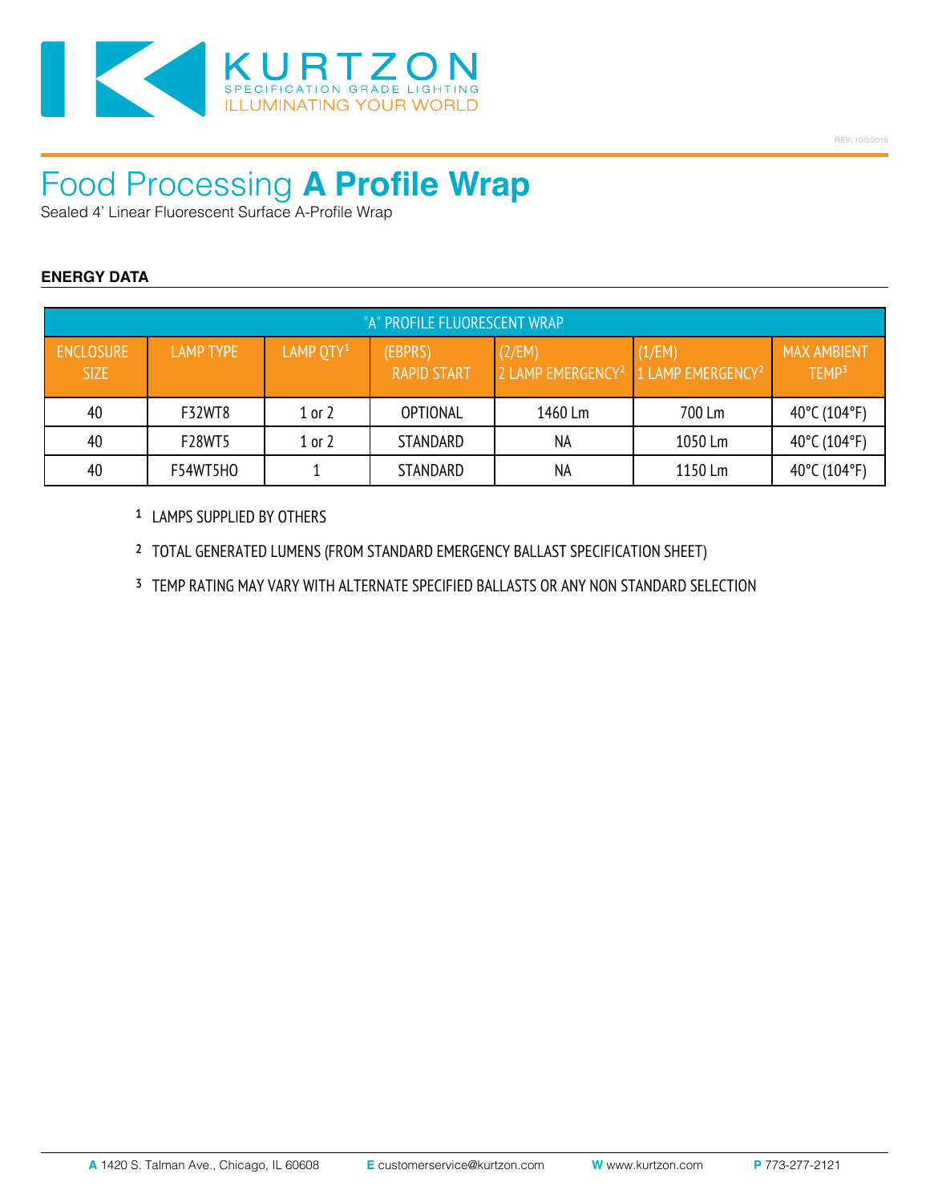# Food Processing **A Profile Wrap**

Sealed 4' Linear Fluorescent Surface A-Profile Wrap

## ENERGY DATA

| "A" PROFILE FLUORESCENT WRAP | | | | | | |
|---|---|---|---|---|---|---|
| ENCLOSURE SIZE | LAMP TYPE | LAMP QTY[1] | (EBPRS) RAPID START | (2/EM) 2 LAMP EMERGENCY[2] | (1/EM) 1 LAMP EMERGENCY[2] | MAX AMBIENT TEMP[3] |
| 40 | F32WT8 | 1 or 2 | OPTIONAL | 1460 Lm | 700 Lm | 40°C (104°F) |
| 40 | F28WT5 | 1 or 2 | STANDARD | NA | 1050 Lm | 40°C (104°F) |
| 40 | F54WT5HO | 1 | STANDARD | NA | 1150 Lm | 40°C (104°F) |

[1] LAMPS SUPPLIED BY OTHERS

[2] TOTAL GENERATED LUMENS (FROM STANDARD EMERGENCY BALLAST SPECIFICATION SHEET)

[3] TEMP RATING MAY VARY WITH ALTERNATE SPECIFIED BALLASTS OR ANY NON STANDARD SELECTION